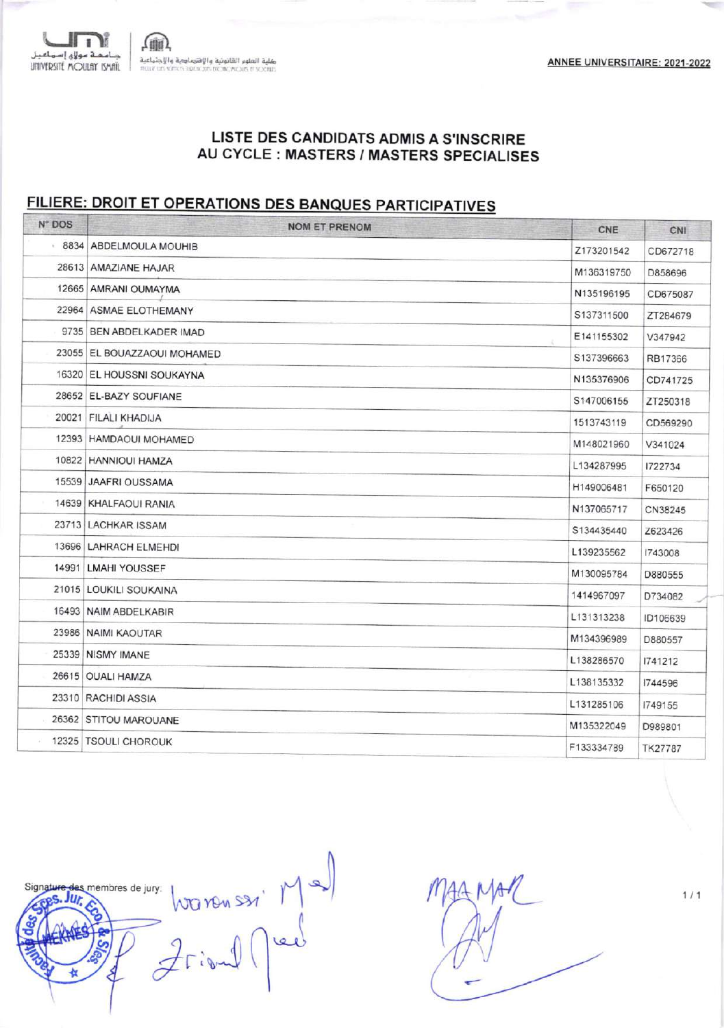جامعة مولاي إسماعيل
UNIVERSITÉ MOULAY ISMAÏL

كلية العلوم القانونية والاقتصادية والاجتماعية

ANNEE UNIVERSITAIRE: 2021-2022

## LISTE DES CANDIDATS ADMIS A S'INSCRIRE AU CYCLE : MASTERS / MASTERS SPECIALISES

## FILIERE: DROIT ET OPERATIONS DES BANQUES PARTICIPATIVES

| N° DOS | NOM ET PRENOM | CNE | CNI |
|---|---|---|---|
| 8834 | ABDELMOULA MOUHIB | Z173201542 | CD672718 |
| 28613 | AMAZIANE HAJAR | M136319750 | D858696 |
| 12665 | AMRANI OUMAYMA | N135196195 | CD675087 |
| 22964 | ASMAE ELOTHEMANY | S137311500 | ZT284679 |
| 9735 | BEN ABDELKADER IMAD | E141155302 | V347942 |
| 23055 | EL BOUAZZAOUI MOHAMED | S137396663 | RB17366 |
| 16320 | EL HOUSSNI SOUKAYNA | N135376906 | CD741725 |
| 28652 | EL-BAZY SOUFIANE | S147006155 | ZT250318 |
| 20021 | FILALI KHADIJA | 1513743119 | CD569290 |
| 12393 | HAMDAOUI MOHAMED | M148021960 | V341024 |
| 10822 | HANNIOUI HAMZA | L134287995 | I722734 |
| 15539 | JAAFRI OUSSAMA | H149006481 | F650120 |
| 14639 | KHALFAOUI RANIA | N137065717 | CN38245 |
| 23713 | LACHKAR ISSAM | S134435440 | Z623426 |
| 13696 | LAHRACH ELMEHDI | L139235562 | I743008 |
| 14991 | LMAHI YOUSSEF | M130095784 | D880555 |
| 21015 | LOUKILI SOUKAINA | 1414967097 | D734082 |
| 16493 | NAIM ABDELKABIR | L131313238 | ID106639 |
| 23986 | NAIMI KAOUTAR | M134396989 | D880557 |
| 25339 | NISMY IMANE | L138286570 | I741212 |
| 26615 | OUALI HAMZA | L138135332 | I744596 |
| 23310 | RACHIDI ASSIA | L131285106 | I749155 |
| 26362 | STITOU MAROUANE | M135322049 | D989801 |
| 12325 | TSOULI CHOROUK | F133334789 | TK27787 |

Signature des membres de jury.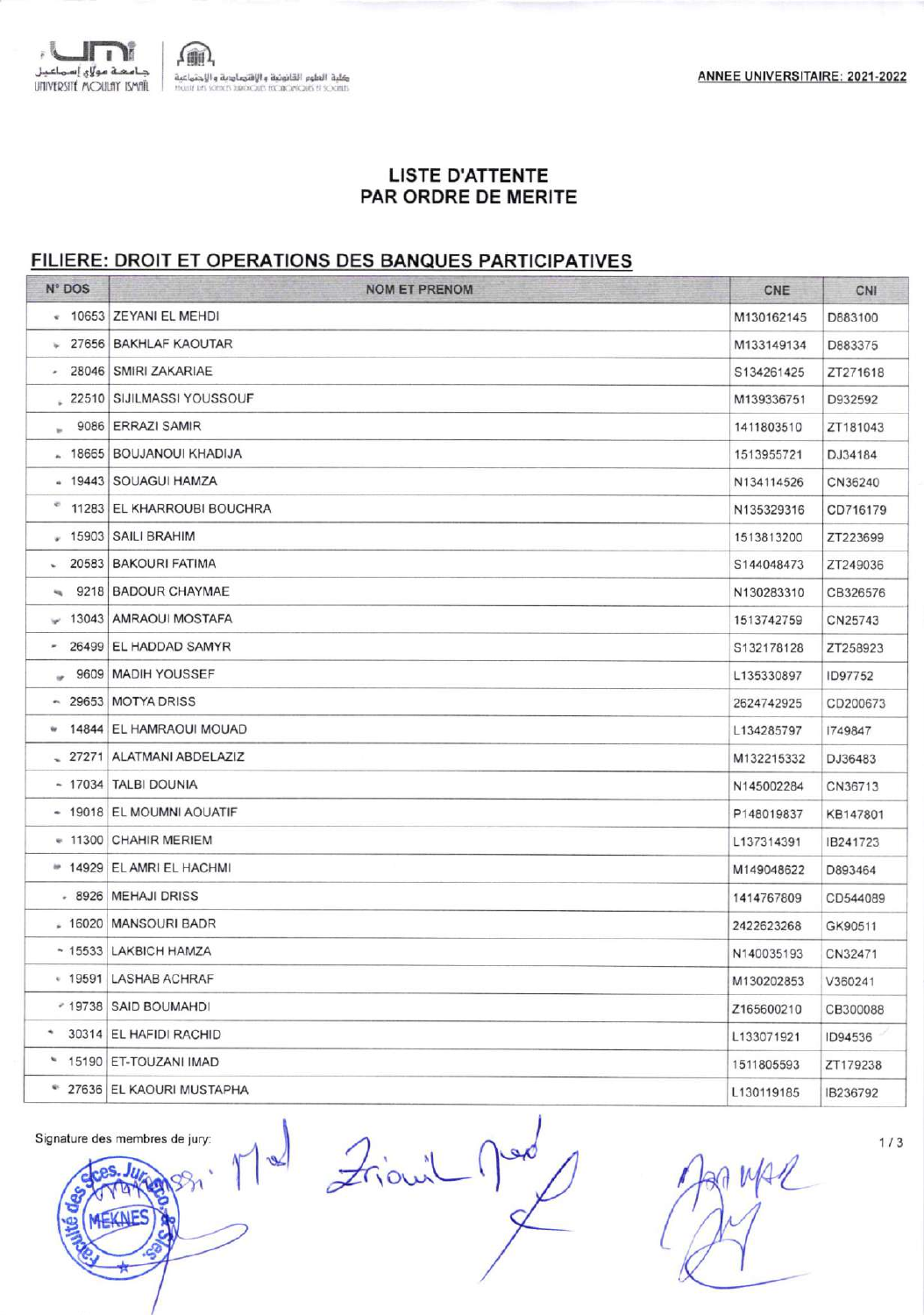ANNEE UNIVERSITAIRE: 2021-2022

## LISTE D'ATTENTE
## PAR ORDRE DE MERITE

### FILIERE: DROIT ET OPERATIONS DES BANQUES PARTICIPATIVES

| N° DOS | NOM ET PRENOM | CNE | CNI |
|---|---|---|---|
| 10653 | ZEYANI EL MEHDI | M130162145 | D883100 |
| 27656 | BAKHLAF KAOUTAR | M133149134 | D883375 |
| 28046 | SMIRI ZAKARIAE | S134261425 | ZT271618 |
| 22510 | SIJILMASSI YOUSSOUF | M139336751 | D932592 |
| 9086 | ERRAZI SAMIR | 1411803510 | ZT181043 |
| 18665 | BOUJANOUI KHADIJA | 1513955721 | DJ34184 |
| 19443 | SOUAGUI HAMZA | N134114526 | CN36240 |
| 11283 | EL KHARROUBI BOUCHRA | N135329316 | CD716179 |
| 15903 | SAILI BRAHIM | 1513813200 | ZT223699 |
| 20583 | BAKOURI FATIMA | S144048473 | ZT249036 |
| 9218 | BADOUR CHAYMAE | N130283310 | CB326576 |
| 13043 | AMRAOUI MOSTAFA | 1513742759 | CN25743 |
| 26499 | EL HADDAD SAMYR | S132178128 | ZT258923 |
| 9609 | MADIH YOUSSEF | L135330897 | ID97752 |
| 29653 | MOTYA DRISS | 2624742925 | CD200673 |
| 14844 | EL HAMRAOUI MOUAD | L134285797 | I749847 |
| 27271 | ALATMANI ABDELAZIZ | M132215332 | DJ36483 |
| 17034 | TALBI DOUNIA | N145002284 | CN36713 |
| 19018 | EL MOUMNI AOUATIF | P148019837 | KB147801 |
| 11300 | CHAHIR MERIEM | L137314391 | IB241723 |
| 14929 | EL AMRI EL HACHMI | M149048622 | D893464 |
| 8926 | MEHAJI DRISS | 1414767809 | CD544089 |
| 16020 | MANSOURI BADR | 2422623268 | GK90511 |
| 15533 | LAKBICH HAMZA | N140035193 | CN32471 |
| 19591 | LASHAB ACHRAF | M130202853 | V360241 |
| 19738 | SAID BOUMAHDI | Z165600210 | CB300088 |
| 30314 | EL HAFIDI RACHID | L133071921 | ID94536 |
| 15190 | ET-TOUZANI IMAD | 1511805593 | ZT179238 |
| 27636 | EL KAOURI MUSTAPHA | L130119185 | IB236792 |

Signature des membres de jury: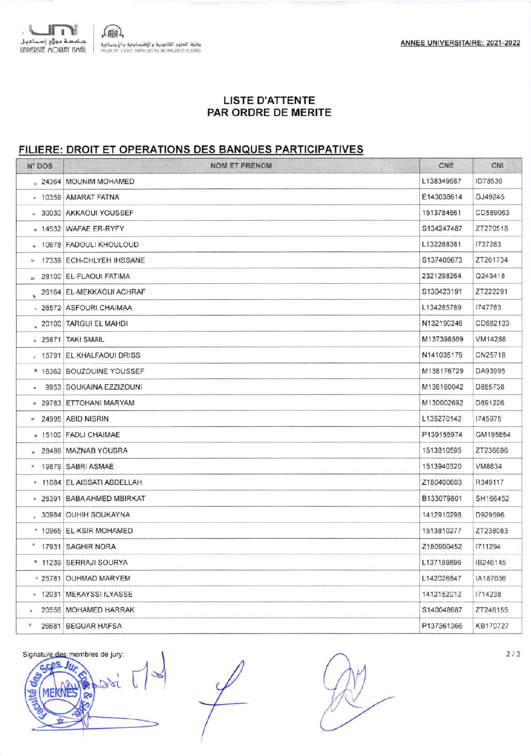ANNEE UNIVERSITAIRE: 2021-2022

## LISTE D'ATTENTE
## PAR ORDRE DE MERITE

### FILIERE: DROIT ET OPERATIONS DES BANQUES PARTICIPATIVES

| N° DOS | NOM ET PRENOM | CNE | CNI |
|---|---|---|---|
| 24364 | MOUNIM MOHAMED | L138349687 | ID78536 |
| 10359 | AMARAT FATNA | E143038614 | GJ49245 |
| 30030 | AKKAOUI YOUSSEF | 1513784661 | CD589063 |
| 14532 | WAFAE ER-RYFY | S134247487 | ZT270518 |
| 10678 | FADOULI KHOULOUD | L132288381 | I737283 |
| 17339 | ECH-CHLYEH IHSSANE | S137405673 | ZT261734 |
| 28100 | EL-FLAOUI FATIMA | 2321298264 | Q243418 |
| 26164 | EL-MEKKAOUI ACHRAF | S130423191 | ZT222291 |
| 26572 | ASFOURI CHAIMAA | L134285789 | I747783 |
| 20100 | TARGUI EL MAHDI | N132190246 | CD682133 |
| 25871 | TAKI SMAIL | M137398569 | VM14288 |
| 15791 | EL KHALFAOUI DRISS | N141035179 | CN25718 |
| 16362 | BOUZOUINE YOUSSEF | M138176729 | DA93995 |
| 9953 | SOUKAINA EZZIZOUNI | M136160042 | D885738 |
| 29783 | ETTOHANI MARYAM | M130002692 | D891226 |
| 24995 | ABID NISRIN | L135270142 | I745975 |
| 15100 | FADLI CHAIMAE | P139155974 | GM195854 |
| 28489 | MAZNAB YOUSRA | 1513810595 | ZT236696 |
| 19879 | SABRI ASMAE | 1513940320 | VM8834 |
| 11084 | EL AISSATI ABDELLAH | Z180400603 | R349117 |
| 26391 | BABA AHMED MBIRKAT | B133079801 | SH166452 |
| 30984 | OUHIH SOUKAYNA | 1412910298 | D929596 |
| 10965 | EL-KSIR MOHAMED | 1513810277 | ZT238083 |
| 17931 | SAGHIR NORA | Z180900452 | I711294 |
| 11239 | SERRAJI SOURYA | L137189896 | IB246145 |
| 25781 | OUHMAD MARYEM | L142026847 | IA187036 |
| 12031 | MEKAYSSI ILYASSE | 1412152012 | I714238 |
| 20556 | MOHAMED HARRAK | S140048687 | ZT246155 |
| 26681 | BEGUAR HAFSA | P137361366 | KB170727 |

Signature des membres de jury: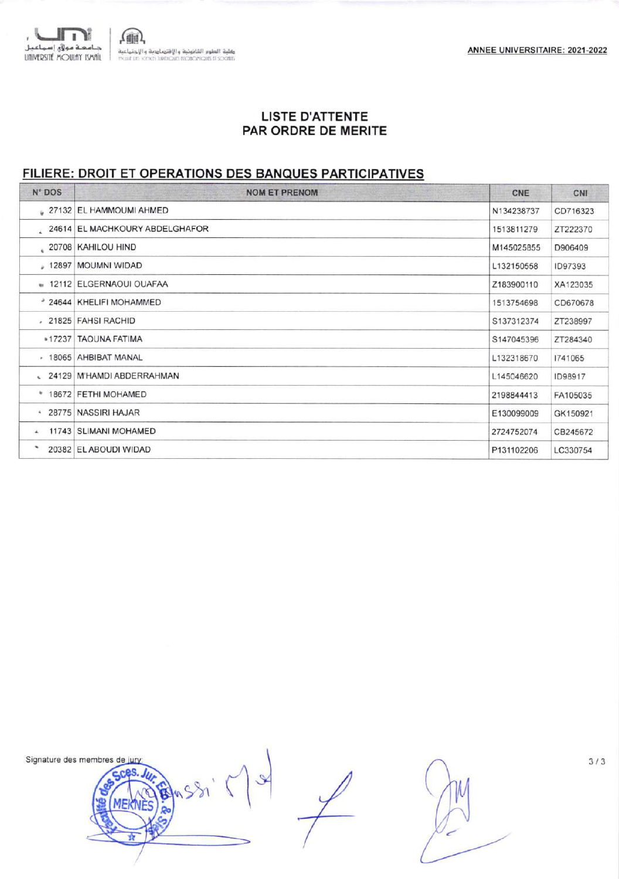ANNEE UNIVERSITAIRE: 2021-2022

# LISTE D'ATTENTE PAR ORDRE DE MERITE

## FILIERE: DROIT ET OPERATIONS DES BANQUES PARTICIPATIVES

| N° DOS | NOM ET PRENOM | CNE | CNI |
|---|---|---|---|
| 27132 | EL HAMMOUMI AHMED | N134238737 | CD716323 |
| 24614 | EL MACHKOURY ABDELGHAFOR | 1513811279 | ZT222370 |
| 20708 | KAHILOU HIND | M145025855 | D906409 |
| 12897 | MOUMNI WIDAD | L132150558 | ID97393 |
| 12112 | ELGERNAOUI OUAFAA | Z183900110 | XA123035 |
| 24644 | KHELIFI MOHAMMED | 1513754698 | CD670678 |
| 21825 | FAHSI RACHID | S137312374 | ZT238997 |
| 17237 | TAOUNA FATIMA | S147045396 | ZT284340 |
| 18065 | AHBIBAT MANAL | L132318670 | I741065 |
| 24129 | M'HAMDI ABDERRAHMAN | L145046620 | ID98917 |
| 18672 | FETHI MOHAMED | 2198844413 | FA105035 |
| 28775 | NASSIRI HAJAR | E130099009 | GK150921 |
| 11743 | SLIMANI MOHAMED | 2724752074 | CB245672 |
| 20382 | EL ABOUDI WIDAD | P131102206 | LC330754 |

Signature des membres de jury: